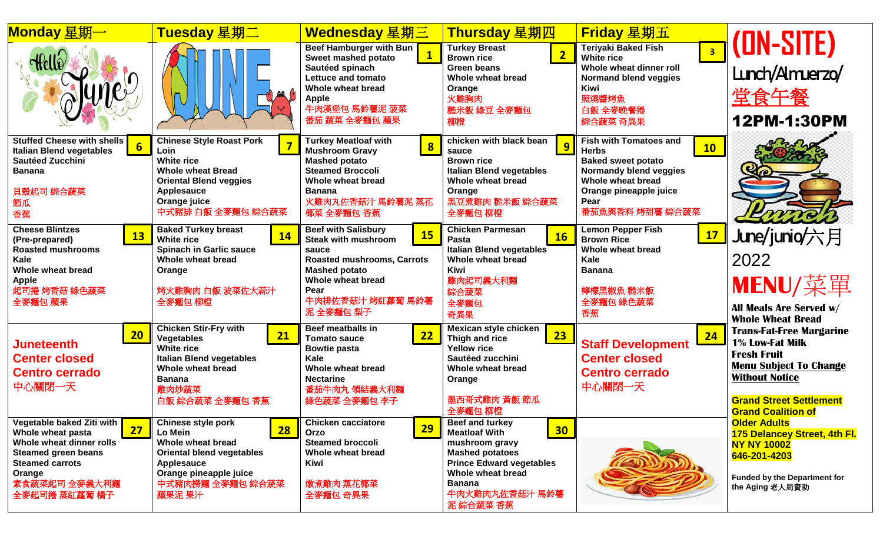| Monday 星期一 | Tuesday 星期二 | Wednesday 星期三 | Thursday 星期四 | Friday 星期五 |
|---|---|---|---|---|
| | | **1** Beef Hamburger with Bun<br>Sweet mashed potato<br>Sautéed spinach<br>Lettuce and tomato<br>Whole wheat bread<br>Apple<br>牛肉漢堡包 馬鈴薯泥 菠菜<br>番茄 蔬菜 全麥麵包 蘋果 | **2** Turkey Breast<br>Brown rice<br>Green beans<br>Whole wheat bread<br>Orange<br>火雞胸肉<br>糙米飯 綠豆 全麥麵包<br>柳橙 | **3** Teriyaki Baked Fish<br>White rice<br>Whole wheat dinner roll<br>Normand blend veggies<br>Kiwi<br>照燒醬烤魚<br>白飯 全麥晚餐捲<br>綜合蔬菜 奇異果 |
| **6** Stuffed Cheese with shells<br>Italian Blend vegetables<br>Sautéed Zucchini<br>Banana<br>貝殼起司 綜合蔬菜<br>節瓜<br>香蕉 | **7** Chinese Style Roast Pork Loin<br>White rice<br>Whole wheat Bread<br>Oriental Blend veggies<br>Applesauce<br>Orange juice<br>中式豬排 白飯 全麥麵包 綜合蔬菜 | **8** Turkey Meatloaf with Mushroom Gravy<br>Mashed potato<br>Steamed Broccoli<br>Whole wheat bread<br>Banana<br>火雞肉丸佐香菇汁 馬鈴薯泥 蒸花椰菜 全麥麵包 香蕉 | **9** chicken with black bean sauce<br>Brown rice<br>Italian Blend vegetables<br>Whole wheat bread<br>Orange<br>黑豆煮雞肉 糙米飯 綜合蔬菜<br>全麥麵包 柳橙 | **10** Fish with Tomatoes and Herbs<br>Baked sweet potato<br>Normandy blend veggies<br>Whole wheat bread<br>Orange pineapple juice<br>Pear<br>番茄魚與香料 烤甜薯 綜合蔬菜 |
| **13** Cheese Blintzes (Pre-prepared)<br>Roasted mushrooms<br>Kale<br>Whole wheat bread<br>Apple<br>起司捲 烤香菇 綠色蔬菜<br>全麥麵包 蘋果 | **14** Baked Turkey breast<br>White rice<br>Spinach in Garlic sauce<br>Whole wheat bread<br>Orange<br>烤火雞胸肉 白飯 波菜佐大蒜汁<br>全麥麵包 柳橙 | **15** Beef with Salisbury Steak with mushroom sauce<br>Roasted mushrooms, Carrots<br>Mashed potato<br>Whole wheat bread<br>Pear<br>牛肉排佐香菇汁 烤紅蘿蔔 馬鈴薯泥 全麥麵包 梨子 | **16** Chicken Parmesan Pasta<br>Italian Blend vegetables<br>Whole wheat bread<br>Kiwi<br>雞肉起司義大利麵<br>綜合蔬菜<br>全麥麵包<br>奇異果 | **17** Lemon Pepper Fish<br>Brown Rice<br>Whole wheat bread<br>Kale<br>Banana<br>檸檬黑椒魚 糙米飯<br>全麥麵包 綠色蔬菜<br>香蕉 |
| **20** Juneteenth<br>Center closed<br>Centro cerrado<br>中心關閉一天 | **21** Chicken Stir-Fry with Vegetables<br>White rice<br>Italian Blend vegetables<br>Whole wheat bread<br>Banana<br>雞肉炒蔬菜<br>白飯 綜合蔬菜 全麥麵包 香蕉 | **22** Beef meatballs in Tomato sauce<br>Bowtie pasta<br>Kale<br>Whole wheat bread<br>Nectarine<br>番茄牛肉丸 領結義大利麵<br>綠色蔬菜 全麥麵包 李子 | **23** Mexican style chicken Thigh and rice<br>Yellow rice<br>Sautéed zucchini<br>Whole wheat bread<br>Orange<br>墨西哥式雞肉 黃飯 節瓜<br>全麥麵包 柳橙 | **24** Staff Development<br>Center closed<br>Centro cerrado<br>中心關閉一天 |
| **27** Vegetable baked Ziti with Whole wheat pasta<br>Whole wheat dinner rolls<br>Steamed green beans<br>Steamed carrots<br>Orange<br>素食蔬菜起司 全麥義大利麵<br>全麥起司捲 蒸紅蘿蔔 橘子 | **28** Chinese style pork Lo Mein<br>Whole wheat bread<br>Oriental blend vegetables<br>Applesauce<br>Orange pineapple juice<br>中式豬肉撈麵 全麥麵包 綜合蔬菜<br>蘋果泥 果汁 | **29** Chicken cacciatore<br>Orzo<br>Steamed broccoli<br>Whole wheat bread<br>Kiwi<br>燉煮雞肉 蒸花椰菜<br>全麥麵包 奇異果 | **30** Beef and turkey Meatloaf With mushroom gravy<br>Mashed potatoes<br>Prince Edward vegetables<br>Whole wheat bread<br>Banana<br>牛肉火雞肉丸佐香菇汁 馬鈴薯泥 綜合蔬菜 香蕉 | |

# (ON-SITE)

Lunch/Almuerzo/ 堂食午餐

**12PM-1:30PM**

June/junio/六月

2022

# MENU/菜單

**All Meals Are Served w/**
**Whole Wheat Bread**
**Trans-Fat-Free Margarine**
**1% Low-Fat Milk**
**Fresh Fruit**
**Menu Subject To Change Without Notice**

**Grand Street Settlement**
**Grand Coalition of Older Adults**
**175 Delancey Street, 4th Fl.**
**NY NY 10002**
**646-201-4203**

Funded by the Department for the Aging 老人局資助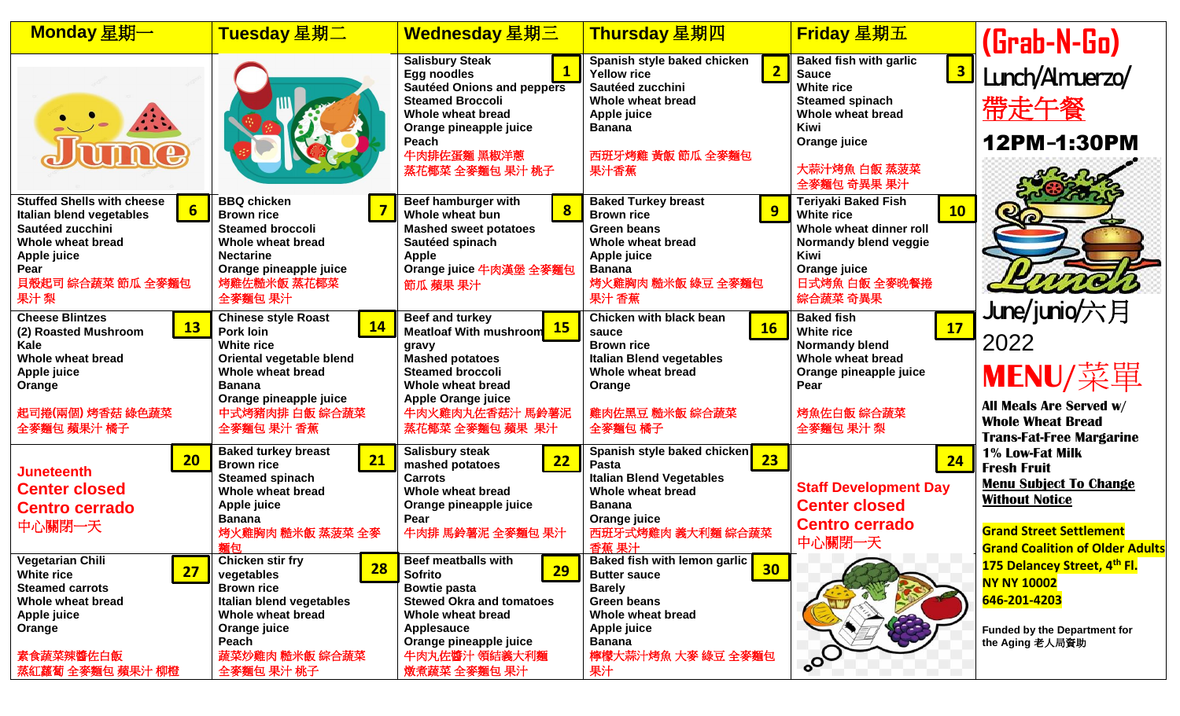| Monday 星期一 | Tuesday 星期二 | Wednesday 星期三 | Thursday 星期四 | Friday 星期五 |
|---|---|---|---|---|
| June | | **1** Salisbury Steak<br>Egg noodles<br>Sautéed Onions and peppers<br>Steamed Broccoli<br>Whole wheat bread<br>Orange pineapple juice<br>Peach<br>牛肉排佐蛋麵 黑椒洋蔥<br>蒸花椰菜 全麥麵包 果汁 桃子 | **2** Spanish style baked chicken<br>Yellow rice<br>Sautéed zucchini<br>Whole wheat bread<br>Apple juice<br>Banana<br>西班牙烤雞 黃飯 節瓜 全麥麵包<br>果汁香蕉 | **3** Baked fish with garlic Sauce<br>White rice<br>Steamed spinach<br>Whole wheat bread<br>Kiwi<br>Orange juice<br>大蒜汁烤魚 白飯 蒸菠菜<br>全麥麵包 奇異果 果汁 |
| **6** Stuffed Shells with cheese<br>Italian blend vegetables<br>Sautéed zucchini<br>Whole wheat bread<br>Apple juice<br>Pear<br>貝殼起司 綜合蔬菜 節瓜 全麥麵包<br>果汁 梨 | **7** BBQ chicken<br>Brown rice<br>Steamed broccoli<br>Whole wheat bread<br>Nectarine<br>Orange pineapple juice<br>烤雞佐糙米飯 蒸花椰菜<br>全麥麵包 果汁 | **8** Beef hamburger with<br>Whole wheat bun<br>Mashed sweet potatoes<br>Sautéed spinach<br>Apple<br>Orange juice 牛肉漢堡 全麥麵包<br>節瓜 蘋果 果汁 | **9** Baked Turkey breast<br>Brown rice<br>Green beans<br>Whole wheat bread<br>Apple juice<br>Banana<br>烤火雞胸肉 糙米飯 綠豆 全麥麵包<br>果汁 香蕉 | **10** Teriyaki Baked Fish<br>White rice<br>Whole wheat dinner roll<br>Normandy blend veggie<br>Kiwi<br>Orange juice<br>日式烤魚 白飯 全麥晚餐捲<br>綜合蔬菜 奇異果 |
| **13** Cheese Blintzes<br>(2) Roasted Mushroom<br>Kale<br>Whole wheat bread<br>Apple juice<br>Orange<br>起司捲(兩個) 烤香菇 綠色蔬菜<br>全麥麵包 蘋果汁 橘子 | **14** Chinese style Roast Pork loin<br>White rice<br>Oriental vegetable blend<br>Whole wheat bread<br>Banana<br>Orange pineapple juice<br>中式烤豬肉排 白飯 綜合蔬菜<br>全麥麵包 果汁 香蕉 | **15** Beef and turkey<br>Meatloaf With mushroom gravy<br>Mashed potatoes<br>Steamed broccoli<br>Whole wheat bread<br>Apple Orange juice<br>牛肉火雞肉丸佐香菇汁 馬鈴薯泥<br>蒸花椰菜 全麥麵包 蘋果 果汁 | **16** Chicken with black bean sauce<br>Brown rice<br>Italian Blend vegetables<br>Whole wheat bread<br>Orange<br>雞肉佐黑豆 糙米飯 綜合蔬菜<br>全麥麵包 橘子 | **17** Baked fish<br>White rice<br>Normandy blend<br>Whole wheat bread<br>Orange pineapple juice<br>Pear<br>烤魚佐白飯 綜合蔬菜<br>全麥麵包 果汁 梨 |
| **20** Juneteenth<br>Center closed<br>Centro cerrado<br>中心關閉一天 | **21** Baked turkey breast<br>Brown rice<br>Steamed spinach<br>Whole wheat bread<br>Apple juice<br>Banana<br>烤火雞胸肉 糙米飯 蒸菠菜 全麥麵包 | **22** Salisbury steak<br>mashed potatoes<br>Carrots<br>Whole wheat bread<br>Orange pineapple juice<br>Pear<br>牛肉排 馬鈴薯泥 全麥麵包 果汁 | **23** Spanish style baked chicken<br>Pasta<br>Italian Blend Vegetables<br>Whole wheat bread<br>Banana<br>Orange juice<br>西班牙式烤雞肉 義大利麵 綜合蔬菜<br>香蕉 果汁 | **24** Staff Development Day<br>Center closed<br>Centro cerrado<br>中心關閉一天 |
| **27** Vegetarian Chili<br>White rice<br>Steamed carrots<br>Whole wheat bread<br>Apple juice<br>Orange<br>素食蔬菜辣醬佐白飯<br>蒸紅蘿蔔 全麥麵包 蘋果汁 柳橙 | **28** Chicken stir fry vegetables<br>Brown rice<br>Italian blend vegetables<br>Whole wheat bread<br>Orange juice<br>Peach<br>蔬菜炒雞肉 糙米飯 綜合蔬菜<br>全麥麵包 果汁 桃子 | **29** Beef meatballs with Sofrito<br>Bowtie pasta<br>Stewed Okra and tomatoes<br>Whole wheat bread<br>Applesauce<br>Orange pineapple juice<br>牛肉丸佐醬汁 領結義大利麵<br>燉煮蔬菜 全麥麵包 果汁 | **30** Baked fish with lemon garlic Butter sauce<br>Barely<br>Green beans<br>Whole wheat bread<br>Apple juice<br>Banana<br>檸檬大蒜汁烤魚 大麥 綠豆 全麥麵包<br>果汁 | |

# (Grab-N-Go) Lunch/Almuerzo/ 帶走午餐

## 12PM-1:30PM

June/junio/六月 2022

# MENU/菜單

**All Meals Are Served w/ Whole Wheat Bread Trans-Fat-Free Margarine 1% Low-Fat Milk Fresh Fruit**

**Menu Subject To Change Without Notice**

**Grand Street Settlement**
**Grand Coalition of Older Adults**
**175 Delancey Street, 4th Fl.**
**NY NY 10002**
**646-201-4203**

**Funded by the Department for the Aging 老人局資助**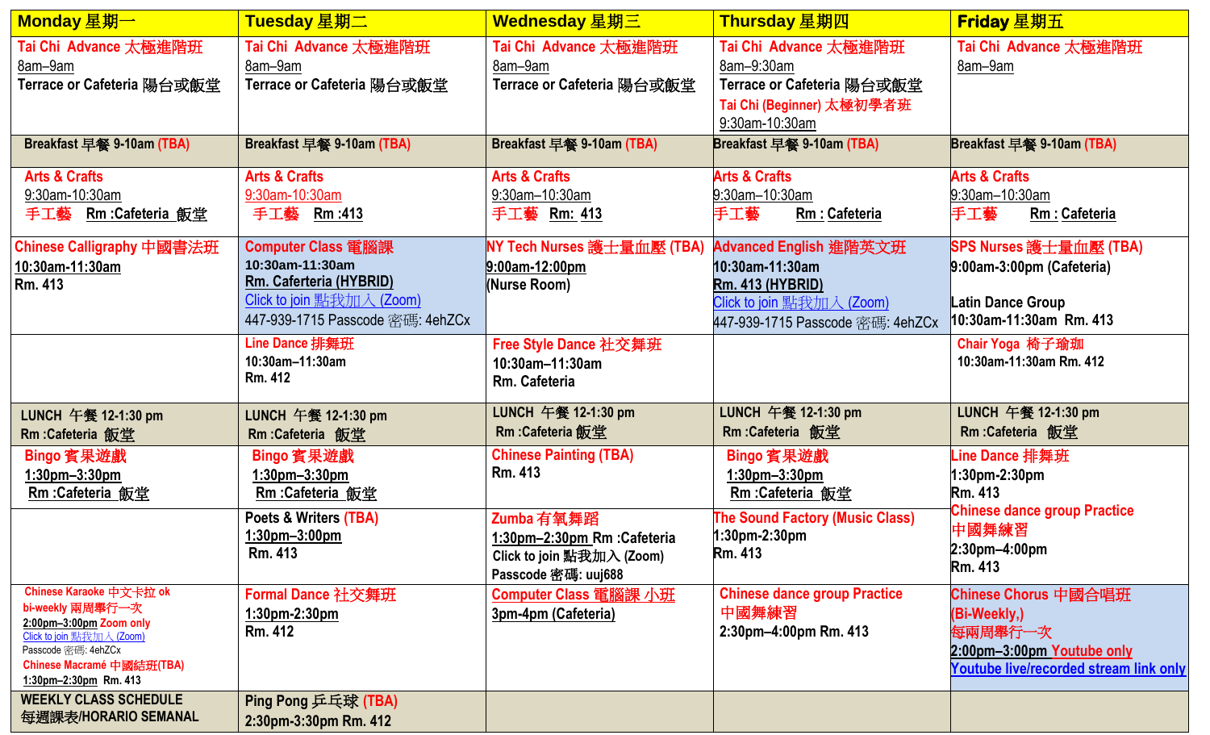| Monday 星期一 | Tuesday 星期二 | Wednesday 星期三 | Thursday 星期四 | Friday 星期五 |
|---|---|---|---|---|
| Tai Chi Advance 太極進階班<br>8am–9am<br>Terrace or Cafeteria 陽台或飯堂 | Tai Chi Advance 太極進階班<br>8am–9am<br>Terrace or Cafeteria 陽台或飯堂 | Tai Chi Advance 太極進階班<br>8am–9am<br>Terrace or Cafeteria 陽台或飯堂 | Tai Chi Advance 太極進階班<br>8am–9:30am<br>Terrace or Cafeteria 陽台或飯堂<br>Tai Chi (Beginner) 太極初學者班<br>9:30am-10:30am | Tai Chi Advance 太極進階班<br>8am–9am |
| Breakfast 早餐 9-10am (TBA) | Breakfast 早餐 9-10am (TBA) | Breakfast 早餐 9-10am (TBA) | Breakfast 早餐 9-10am (TBA) | Breakfast 早餐 9-10am (TBA) |
| Arts & Crafts<br>9:30am-10:30am<br>手工藝 Rm :Cafeteria 飯堂 | Arts & Crafts<br>9:30am-10:30am<br>手工藝 Rm :413 | Arts & Crafts<br>9:30am–10:30am<br>手工藝 Rm: 413 | Arts & Crafts<br>9:30am–10:30am<br>手工藝 Rm : Cafeteria | Arts & Crafts<br>9:30am–10:30am<br>手工藝 Rm : Cafeteria |
| Chinese Calligraphy 中國書法班<br>10:30am-11:30am<br>Rm. 413 | Computer Class 電腦課<br>10:30am-11:30am<br>Rm. Caferteria (HYBRID)<br>Click to join 點我加入 (Zoom)<br>447-939-1715 Passcode 密碼: 4ehZCx | NY Tech Nurses 護士量血壓 (TBA)<br>9:00am-12:00pm<br>(Nurse Room) | Advanced English 進階英文班<br>10:30am-11:30am<br>Rm. 413 (HYBRID)<br>Click to join 點我加入 (Zoom)<br>447-939-1715 Passcode 密碼: 4ehZCx | SPS Nurses 護士量血壓 (TBA)<br>9:00am-3:00pm (Cafeteria)<br><br>Latin Dance Group<br>10:30am-11:30am Rm. 413 |
| | Line Dance 排舞班<br>10:30am–11:30am<br>Rm. 412 | Free Style Dance 社交舞班<br>10:30am–11:30am<br>Rm. Cafeteria | | Chair Yoga 椅子瑜珈<br>10:30am-11:30am Rm. 412 |
| LUNCH 午餐 12-1:30 pm<br>Rm :Cafeteria 飯堂 | LUNCH 午餐 12-1:30 pm<br>Rm :Cafeteria 飯堂 | LUNCH 午餐 12-1:30 pm<br>Rm :Cafeteria 飯堂 | LUNCH 午餐 12-1:30 pm<br>Rm :Cafeteria 飯堂 | LUNCH 午餐 12-1:30 pm<br>Rm :Cafeteria 飯堂 |
| Bingo 賓果遊戲<br>1:30pm–3:30pm<br>Rm :Cafeteria 飯堂 | Bingo 賓果遊戲<br>1:30pm–3:30pm<br>Rm :Cafeteria 飯堂 | Chinese Painting (TBA)<br>Rm. 413 | Bingo 賓果遊戲<br>1:30pm–3:30pm<br>Rm :Cafeteria 飯堂 | Line Dance 排舞班<br>1:30pm-2:30pm<br>Rm. 413<br>Chinese dance group Practice<br>中國舞練習<br>2:30pm–4:00pm<br>Rm. 413 |
| | Poets & Writers (TBA)<br>1:30pm–3:00pm<br>Rm. 413 | Zumba 有氧舞蹈<br>1:30pm–2:30pm Rm :Cafeteria<br>Click to join 點我加入 (Zoom)<br>Passcode 密碼: uuj688 | The Sound Factory (Music Class)<br>1:30pm-2:30pm<br>Rm. 413 | |
| Chinese Karaoke 中文卡拉 ok<br>bi-weekly 兩周舉行一次<br>2:00pm–3:00pm Zoom only<br>Click to join 點我加入 (Zoom)<br>Passcode 密碼: 4ehZCx<br>Chinese Macramé 中國結班(TBA)<br>1:30pm–2:30pm Rm. 413 | Formal Dance 社交舞班<br>1:30pm-2:30pm<br>Rm. 412 | Computer Class 電腦課 小班<br>3pm-4pm (Cafeteria) | Chinese dance group Practice<br>中國舞練習<br>2:30pm–4:00pm Rm. 413 | Chinese Chorus 中國合唱班<br>(Bi-Weekly,)<br>每兩周舉行一次<br>2:00pm–3:00pm Youtube only<br>Youtube live/recorded stream link only |
| WEEKLY CLASS SCHEDULE<br>每週課表/HORARIO SEMANAL | Ping Pong 乒乓球 (TBA)<br>2:30pm-3:30pm Rm. 412 | | | |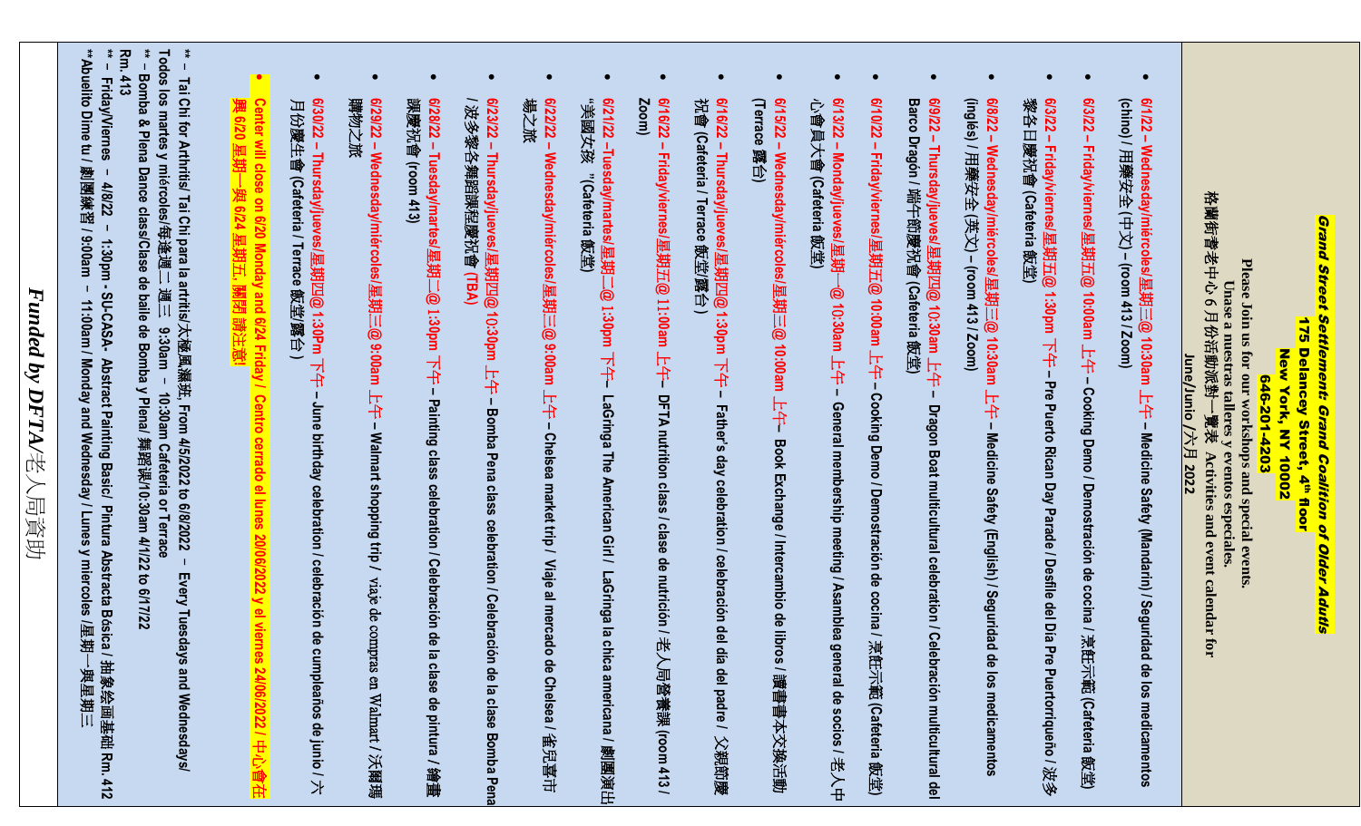***Grand Street Settlement: Grand Coalition of Older Adults***

**175 Delancey Street, 4th floor**

**New York, NY 10002**

**646-201-4203**

**Please Join us for our workshops and special events.**

**Unase a nuestras talleres y eventos especiales.**

**格蘭街耆老中心 6 月份活動派對一覽表 Activites and event calendar for June/Junio /六月 2022**

- **6/1/22 – Wednesday/miércoles/星期三@ 10:30am 上午 – Medicine Safety (Mandarin) / Seguridad de los medicamentos (chino) / 用藥安全(中文) – (room 413 / Zoom)**
- **6/3/22 - Friday/viernes/星期五@ 10:00am 上午 – Cooking Demo / Demostración de cocina / 烹飪示範 (Cafeteria 飯堂)**
- **6/3/22 - Friday/viernes/星期五@ 1:30pm 下午 – Pre Puerto Rican Day Parade / Desfile del Dia Pre Puertorriqueño / 波多黎各日慶祝會 (Cafeteria 飯堂)**
- **6/8/22 – Wednesday/miércoles/星期三@ 10:30am 上午 – Medicine Safety (English) / Seguridad de los medicamentos (inglés) / 用藥安全(英文) – (room 413 / Zoom)**
- **6/9/22 – Thursday/jueves/星期四@ 10:30am 上午 – Dragon Boat multicultural celebration / Celebración multicultural del Barco Dragón / 端午節慶祝會 (Cafeteria 飯堂)**
- **6/10/22 – Friday/viernes/星期五@ 10:00am 上午 – Cooking Demo / Demostración de cocina / 烹飪示範 (Cafeteria 飯堂)**
- **6/13/22 – Monday/jueves/星期一@ 10:30am 上午 – General membership meeting / Asamblea general de socios / 老人中心會員大會 (Cafeteria 飯堂)**
- **6/15/22 – Wednesday/miércoles/星期三@ 10:00am 上午 - Book Exchange / Intercambio de libros / 讀書書本交換活動 (Terrace 露台)**
- **6/16/22 – Thursday/jueves/星期四@ 1:30pm 下午 – Father's day celebration / celebración del día del padre / 父親節慶祝會 (Cafeteria / Terrace 飯堂/露台)**
- **6/16/22 – Friday/viernes/星期五@ 11:00am 上午 – DFTA nutrition class / clase de nutrición / 老人局營養課 (room 413 / Zoom)**
- **6/21/22 – Tuesday/martes/星期二@ 1:30pm 下午 – LaGringa The American Girl / LaGringa la chica americana / 劇團演出"美國女孩 "(Cafeteria 飯堂)**
- **6/22/22 – Wednesday/miércoles/星期三@ 9:00am 上午 – Chelsea market trip / Viaje al mercado de Chelsea / 雀兒喜市場之旅**
- **6/23/22 – Thursday/jueves/星期四@ 10:30pm 上午 – Bomba Pena class celebration / Celebración de la clase Bomba Pena / 波多黎各舞蹈課程慶祝會 (TBA)**
- **6/28/22 – Tuesday/martes/星期二@ 1:30pm 下午 – Painting class celebration / Celebración de la clase de pintura / 繪畫課慶祝會 (room 413)**
- **6/29/22 – Wednesday/miércoles/星期三@ 9:00am 上午 – Walmart shopping trip / viaje de compras en Walmart / 沃爾瑪購物之旅**
- **6/30/22 – Thursday/jueves/星期四@ 1:30PM 下午 – June birthday celebration / celebración de cumpleaños de junio / 六月份慶生會 (Cafeteria / Terrace 飯堂/露台 )**
- **Center will close on 6/20 Monday and 6/24 Friday / Centro cerrado el lunes 20/06/2022 y el viernes 24/06/2022 / 中心會在 6/20 星期一與 6/24 星期五, 關閉 請注意!**

\*\* – Tai Chi for Arthritis/ Tai Chi para la artritis/太極風濕班. From 4/5/2022 to 6/8/2022 – Every Tuesdays and Wednesdays/ Todos los martes y miércoles/每逢週二 週三 9:30am – 10:30am Cafeteria or Terrace

\*\* – Bomba & Plena Dance class/Clase de baile de Bomba y Plena/ 舞蹈課/10:30am 4/1/22 to 6/17/22 Rm. 413

\*\* – Friday/Viernes – 4/8/22 – 1:30pm - SU-CASA- Abstract Painting Basic/ Pintura Abstracta Básica / 抽象绘画基础 Rm. 412

\*\*Abuelito Dime tu / 劇團練習 / 9:00am – 11:00am / Monday and Wednesday/ Lunes y miercoles / 星期一與星期三

***Funded by DFTA/*老人局資助**